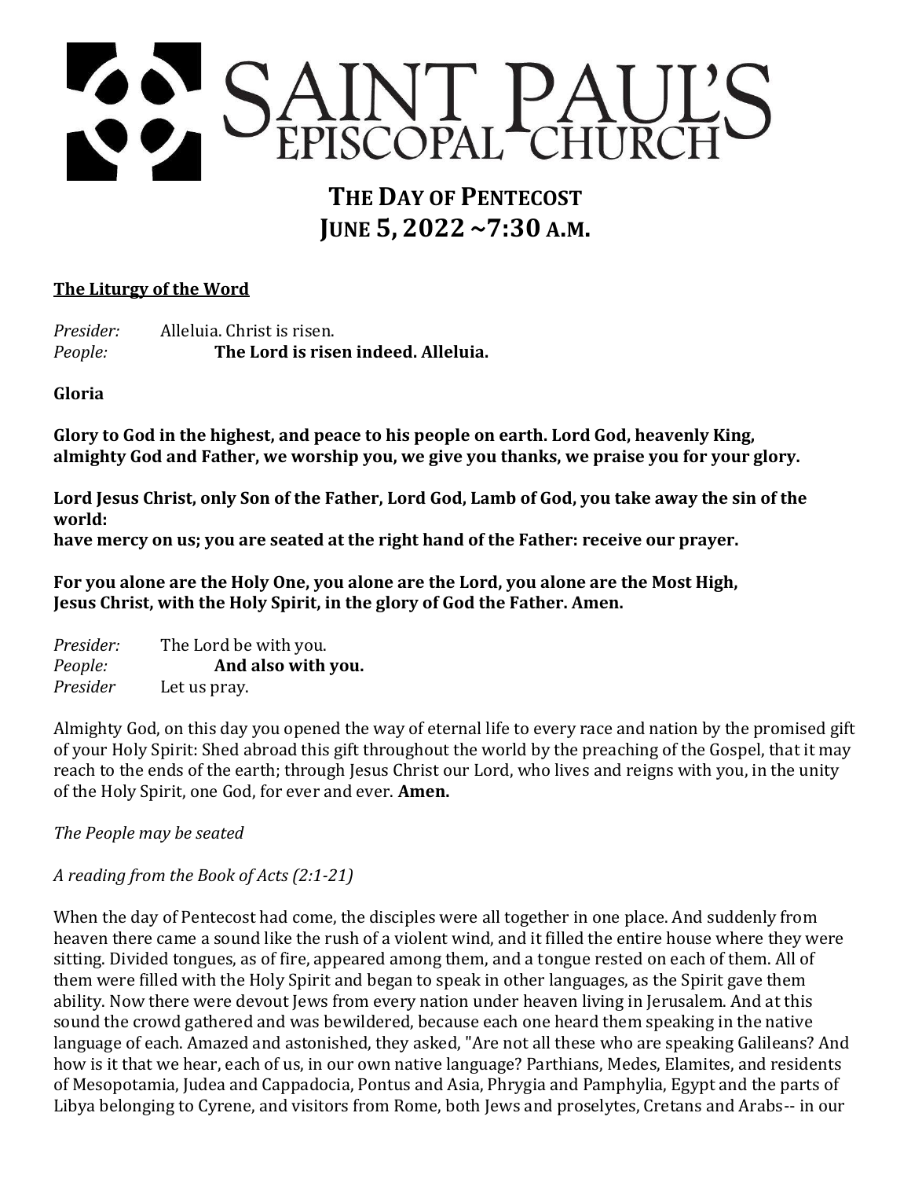# SAINT PAUL'S EPISCOPAL CHURCH

## THE DAY OF PENTECOST
## JUNE 5, 2022 ~7:30 A.M.

**The Liturgy of the Word**

*Presider:* Alleluia. Christ is risen.
*People:* **The Lord is risen indeed. Alleluia.**

**Gloria**

**Glory to God in the highest, and peace to his people on earth. Lord God, heavenly King, almighty God and Father, we worship you, we give you thanks, we praise you for your glory.**

**Lord Jesus Christ, only Son of the Father, Lord God, Lamb of God, you take away the sin of the world:**
**have mercy on us; you are seated at the right hand of the Father: receive our prayer.**

**For you alone are the Holy One, you alone are the Lord, you alone are the Most High, Jesus Christ, with the Holy Spirit, in the glory of God the Father. Amen.**

*Presider:* The Lord be with you.
*People:* **And also with you.**
*Presider* Let us pray.

Almighty God, on this day you opened the way of eternal life to every race and nation by the promised gift of your Holy Spirit: Shed abroad this gift throughout the world by the preaching of the Gospel, that it may reach to the ends of the earth; through Jesus Christ our Lord, who lives and reigns with you, in the unity of the Holy Spirit, one God, for ever and ever. **Amen.**

*The People may be seated*

*A reading from the Book of Acts (2:1-21)*

When the day of Pentecost had come, the disciples were all together in one place. And suddenly from heaven there came a sound like the rush of a violent wind, and it filled the entire house where they were sitting. Divided tongues, as of fire, appeared among them, and a tongue rested on each of them. All of them were filled with the Holy Spirit and began to speak in other languages, as the Spirit gave them ability. Now there were devout Jews from every nation under heaven living in Jerusalem. And at this sound the crowd gathered and was bewildered, because each one heard them speaking in the native language of each. Amazed and astonished, they asked, "Are not all these who are speaking Galileans? And how is it that we hear, each of us, in our own native language? Parthians, Medes, Elamites, and residents of Mesopotamia, Judea and Cappadocia, Pontus and Asia, Phrygia and Pamphylia, Egypt and the parts of Libya belonging to Cyrene, and visitors from Rome, both Jews and proselytes, Cretans and Arabs-- in our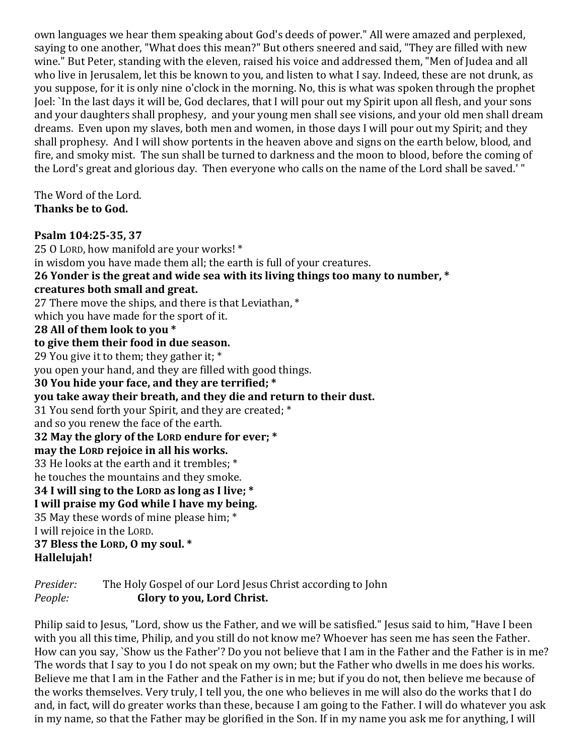own languages we hear them speaking about God's deeds of power." All were amazed and perplexed, saying to one another, "What does this mean?" But others sneered and said, "They are filled with new wine." But Peter, standing with the eleven, raised his voice and addressed them, "Men of Judea and all who live in Jerusalem, let this be known to you, and listen to what I say. Indeed, these are not drunk, as you suppose, for it is only nine o'clock in the morning. No, this is what was spoken through the prophet Joel: `In the last days it will be, God declares, that I will pour out my Spirit upon all flesh, and your sons and your daughters shall prophesy, and your young men shall see visions, and your old men shall dream dreams. Even upon my slaves, both men and women, in those days I will pour out my Spirit; and they shall prophesy. And I will show portents in the heaven above and signs on the earth below, blood, and fire, and smoky mist. The sun shall be turned to darkness and the moon to blood, before the coming of the Lord's great and glorious day. Then everyone who calls on the name of the Lord shall be saved.' "

The Word of the Lord.
**Thanks be to God.**

**Psalm 104:25-35, 37**

25 O LORD, how manifold are your works! *
in wisdom you have made them all; the earth is full of your creatures.
**26 Yonder is the great and wide sea with its living things too many to number, ***
**creatures both small and great.**
27 There move the ships, and there is that Leviathan, *
which you have made for the sport of it.
**28 All of them look to you ***
**to give them their food in due season.**
29 You give it to them; they gather it; *
you open your hand, and they are filled with good things.
**30 You hide your face, and they are terrified; ***
**you take away their breath, and they die and return to their dust.**
31 You send forth your Spirit, and they are created; *
and so you renew the face of the earth.
**32 May the glory of the LORD endure for ever; ***
**may the LORD rejoice in all his works.**
33 He looks at the earth and it trembles; *
he touches the mountains and they smoke.
**34 I will sing to the LORD as long as I live; ***
**I will praise my God while I have my being.**
35 May these words of mine please him; *
I will rejoice in the LORD.
**37 Bless the LORD, O my soul. ***
**Hallelujah!**

*Presider:* The Holy Gospel of our Lord Jesus Christ according to John
*People:* **Glory to you, Lord Christ.**

Philip said to Jesus, "Lord, show us the Father, and we will be satisfied." Jesus said to him, "Have I been with you all this time, Philip, and you still do not know me? Whoever has seen me has seen the Father. How can you say, `Show us the Father'? Do you not believe that I am in the Father and the Father is in me? The words that I say to you I do not speak on my own; but the Father who dwells in me does his works. Believe me that I am in the Father and the Father is in me; but if you do not, then believe me because of the works themselves. Very truly, I tell you, the one who believes in me will also do the works that I do and, in fact, will do greater works than these, because I am going to the Father. I will do whatever you ask in my name, so that the Father may be glorified in the Son. If in my name you ask me for anything, I will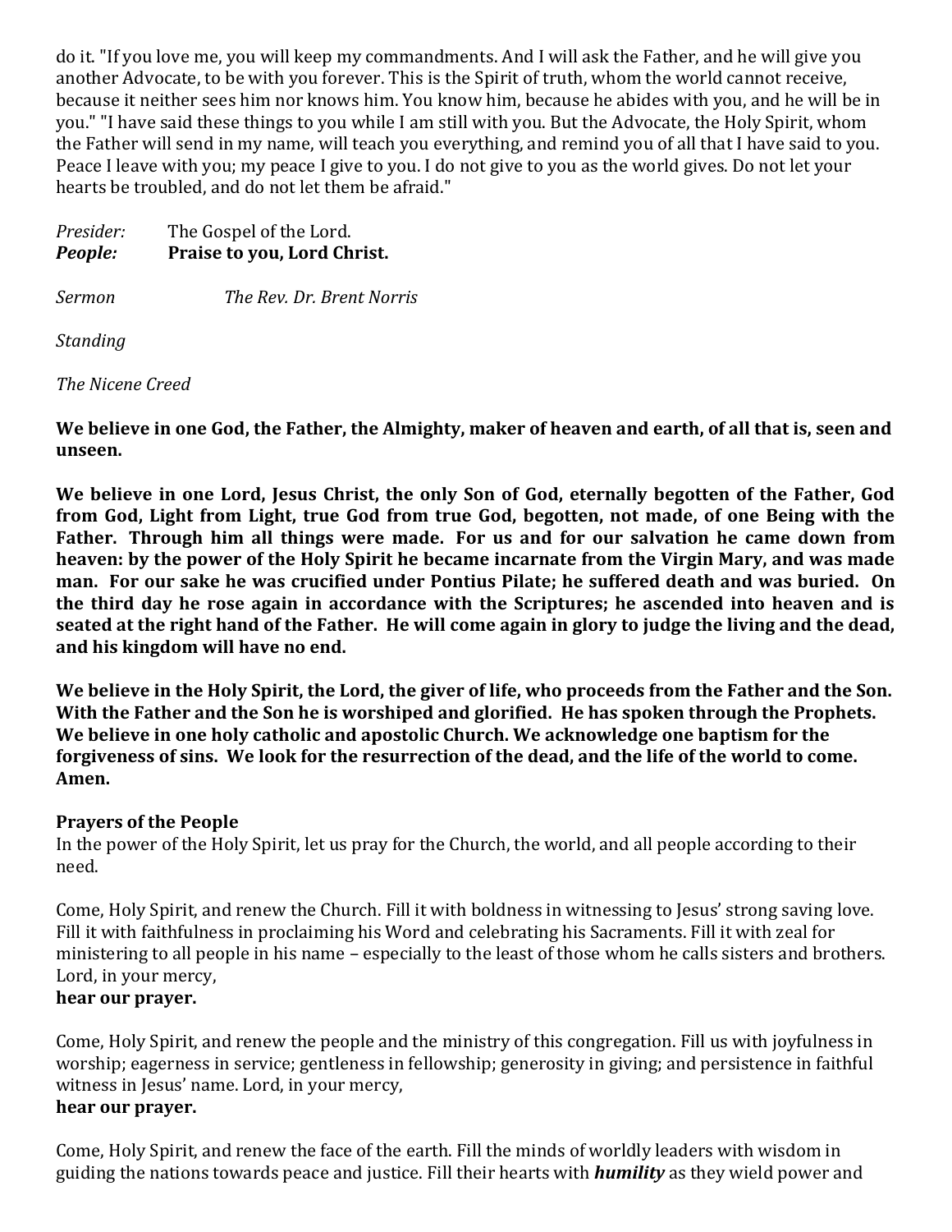do it. "If you love me, you will keep my commandments. And I will ask the Father, and he will give you another Advocate, to be with you forever. This is the Spirit of truth, whom the world cannot receive, because it neither sees him nor knows him. You know him, because he abides with you, and he will be in you." "I have said these things to you while I am still with you. But the Advocate, the Holy Spirit, whom the Father will send in my name, will teach you everything, and remind you of all that I have said to you. Peace I leave with you; my peace I give to you. I do not give to you as the world gives. Do not let your hearts be troubled, and do not let them be afraid."

*Presider:* The Gospel of the Lord.
***People:*** **Praise to you, Lord Christ.**

*Sermon* *The Rev. Dr. Brent Norris*

*Standing*

*The Nicene Creed*

**We believe in one God, the Father, the Almighty, maker of heaven and earth, of all that is, seen and unseen.**

**We believe in one Lord, Jesus Christ, the only Son of God, eternally begotten of the Father, God from God, Light from Light, true God from true God, begotten, not made, of one Being with the Father. Through him all things were made. For us and for our salvation he came down from heaven: by the power of the Holy Spirit he became incarnate from the Virgin Mary, and was made man. For our sake he was crucified under Pontius Pilate; he suffered death and was buried. On the third day he rose again in accordance with the Scriptures; he ascended into heaven and is seated at the right hand of the Father. He will come again in glory to judge the living and the dead, and his kingdom will have no end.**

**We believe in the Holy Spirit, the Lord, the giver of life, who proceeds from the Father and the Son. With the Father and the Son he is worshiped and glorified. He has spoken through the Prophets. We believe in one holy catholic and apostolic Church. We acknowledge one baptism for the forgiveness of sins. We look for the resurrection of the dead, and the life of the world to come. Amen.**

**Prayers of the People**
In the power of the Holy Spirit, let us pray for the Church, the world, and all people according to their need.

Come, Holy Spirit, and renew the Church. Fill it with boldness in witnessing to Jesus' strong saving love. Fill it with faithfulness in proclaiming his Word and celebrating his Sacraments. Fill it with zeal for ministering to all people in his name – especially to the least of those whom he calls sisters and brothers. Lord, in your mercy,
**hear our prayer.**

Come, Holy Spirit, and renew the people and the ministry of this congregation. Fill us with joyfulness in worship; eagerness in service; gentleness in fellowship; generosity in giving; and persistence in faithful witness in Jesus' name. Lord, in your mercy,
**hear our prayer.**

Come, Holy Spirit, and renew the face of the earth. Fill the minds of worldly leaders with wisdom in guiding the nations towards peace and justice. Fill their hearts with ***humility*** as they wield power and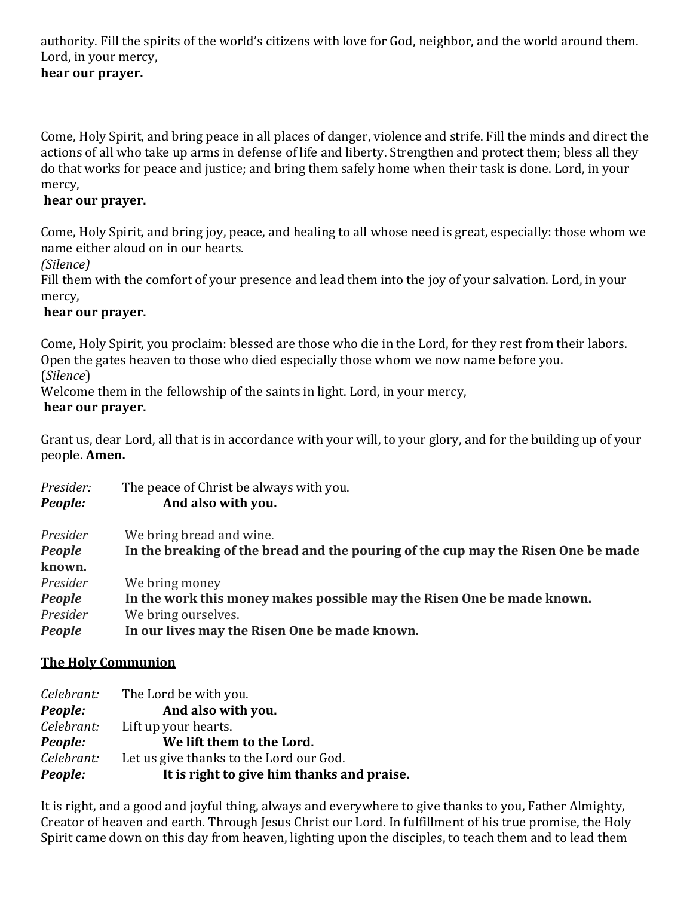authority. Fill the spirits of the world's citizens with love for God, neighbor, and the world around them. Lord, in your mercy,
**hear our prayer.**

Come, Holy Spirit, and bring peace in all places of danger, violence and strife. Fill the minds and direct the actions of all who take up arms in defense of life and liberty. Strengthen and protect them; bless all they do that works for peace and justice; and bring them safely home when their task is done. Lord, in your mercy,
**hear our prayer.**

Come, Holy Spirit, and bring joy, peace, and healing to all whose need is great, especially: those whom we name either aloud on in our hearts.
*(Silence)*
Fill them with the comfort of your presence and lead them into the joy of your salvation. Lord, in your mercy,
**hear our prayer.**

Come, Holy Spirit, you proclaim: blessed are those who die in the Lord, for they rest from their labors. Open the gates heaven to those who died especially those whom we now name before you.
(*Silence*)
Welcome them in the fellowship of the saints in light. Lord, in your mercy,
**hear our prayer.**

Grant us, dear Lord, all that is in accordance with your will, to your glory, and for the building up of your people. **Amen.**

*Presider:* The peace of Christ be always with you.
***People:*** **And also with you.**

*Presider* We bring bread and wine.
***People*** **In the breaking of the bread and the pouring of the cup may the Risen One be made known.**
*Presider* We bring money
***People*** **In the work this money makes possible may the Risen One be made known.**
*Presider* We bring ourselves.
***People*** **In our lives may the Risen One be made known.**

**<u>The Holy Communion</u>**

*Celebrant:* The Lord be with you.
***People:*** **And also with you.**
*Celebrant:* Lift up your hearts.
***People:*** **We lift them to the Lord.**
*Celebrant:* Let us give thanks to the Lord our God.
***People:*** **It is right to give him thanks and praise.**

It is right, and a good and joyful thing, always and everywhere to give thanks to you, Father Almighty, Creator of heaven and earth. Through Jesus Christ our Lord. In fulfillment of his true promise, the Holy Spirit came down on this day from heaven, lighting upon the disciples, to teach them and to lead them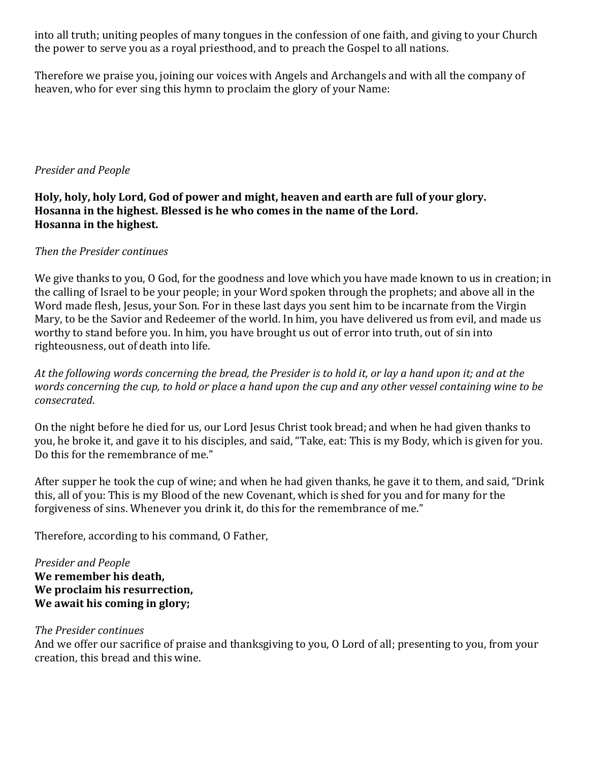into all truth; uniting peoples of many tongues in the confession of one faith, and giving to your Church the power to serve you as a royal priesthood, and to preach the Gospel to all nations.

Therefore we praise you, joining our voices with Angels and Archangels and with all the company of heaven, who for ever sing this hymn to proclaim the glory of your Name:

*Presider and People*

**Holy, holy, holy Lord, God of power and might, heaven and earth are full of your glory.**
**Hosanna in the highest. Blessed is he who comes in the name of the Lord.**
**Hosanna in the highest.**

*Then the Presider continues*

We give thanks to you, O God, for the goodness and love which you have made known to us in creation; in the calling of Israel to be your people; in your Word spoken through the prophets; and above all in the Word made flesh, Jesus, your Son. For in these last days you sent him to be incarnate from the Virgin Mary, to be the Savior and Redeemer of the world. In him, you have delivered us from evil, and made us worthy to stand before you. In him, you have brought us out of error into truth, out of sin into righteousness, out of death into life.

*At the following words concerning the bread, the Presider is to hold it, or lay a hand upon it; and at the words concerning the cup, to hold or place a hand upon the cup and any other vessel containing wine to be consecrated.*

On the night before he died for us, our Lord Jesus Christ took bread; and when he had given thanks to you, he broke it, and gave it to his disciples, and said, "Take, eat: This is my Body, which is given for you. Do this for the remembrance of me."

After supper he took the cup of wine; and when he had given thanks, he gave it to them, and said, "Drink this, all of you: This is my Blood of the new Covenant, which is shed for you and for many for the forgiveness of sins. Whenever you drink it, do this for the remembrance of me."

Therefore, according to his command, O Father,

*Presider and People*
**We remember his death,**
**We proclaim his resurrection,**
**We await his coming in glory;**

*The Presider continues*
And we offer our sacrifice of praise and thanksgiving to you, O Lord of all; presenting to you, from your creation, this bread and this wine.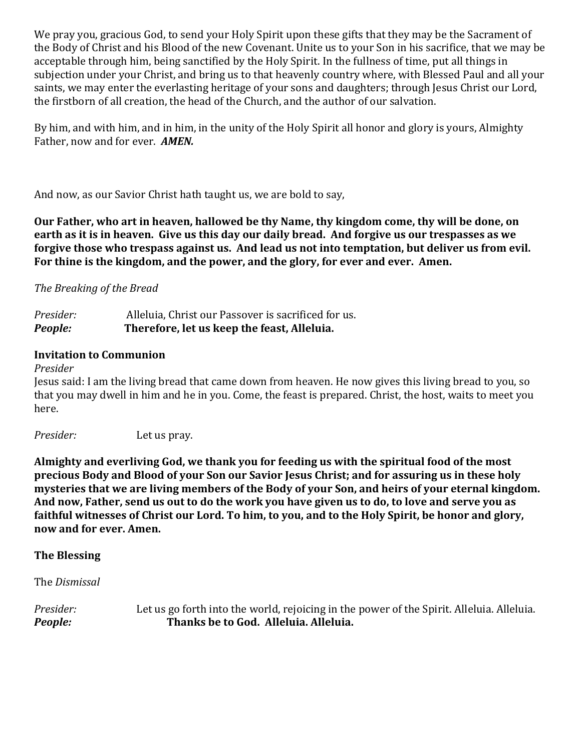We pray you, gracious God, to send your Holy Spirit upon these gifts that they may be the Sacrament of the Body of Christ and his Blood of the new Covenant. Unite us to your Son in his sacrifice, that we may be acceptable through him, being sanctified by the Holy Spirit. In the fullness of time, put all things in subjection under your Christ, and bring us to that heavenly country where, with Blessed Paul and all your saints, we may enter the everlasting heritage of your sons and daughters; through Jesus Christ our Lord, the firstborn of all creation, the head of the Church, and the author of our salvation.

By him, and with him, and in him, in the unity of the Holy Spirit all honor and glory is yours, Almighty Father, now and for ever. ***AMEN.***

And now, as our Savior Christ hath taught us, we are bold to say,

**Our Father, who art in heaven, hallowed be thy Name, thy kingdom come, thy will be done, on earth as it is in heaven. Give us this day our daily bread. And forgive us our trespasses as we forgive those who trespass against us. And lead us not into temptation, but deliver us from evil. For thine is the kingdom, and the power, and the glory, for ever and ever. Amen.**

*The Breaking of the Bread*

*Presider:* Alleluia, Christ our Passover is sacrificed for us.
***People:*** **Therefore, let us keep the feast, Alleluia.**

**Invitation to Communion**

*Presider*

Jesus said: I am the living bread that came down from heaven. He now gives this living bread to you, so that you may dwell in him and he in you. Come, the feast is prepared. Christ, the host, waits to meet you here.

*Presider:* Let us pray.

**Almighty and everliving God, we thank you for feeding us with the spiritual food of the most precious Body and Blood of your Son our Savior Jesus Christ; and for assuring us in these holy mysteries that we are living members of the Body of your Son, and heirs of your eternal kingdom. And now, Father, send us out to do the work you have given us to do, to love and serve you as faithful witnesses of Christ our Lord. To him, to you, and to the Holy Spirit, be honor and glory, now and for ever. Amen.**

**The Blessing**

The *Dismissal*

*Presider:* Let us go forth into the world, rejoicing in the power of the Spirit. Alleluia. Alleluia.
***People:*** **Thanks be to God. Alleluia. Alleluia.**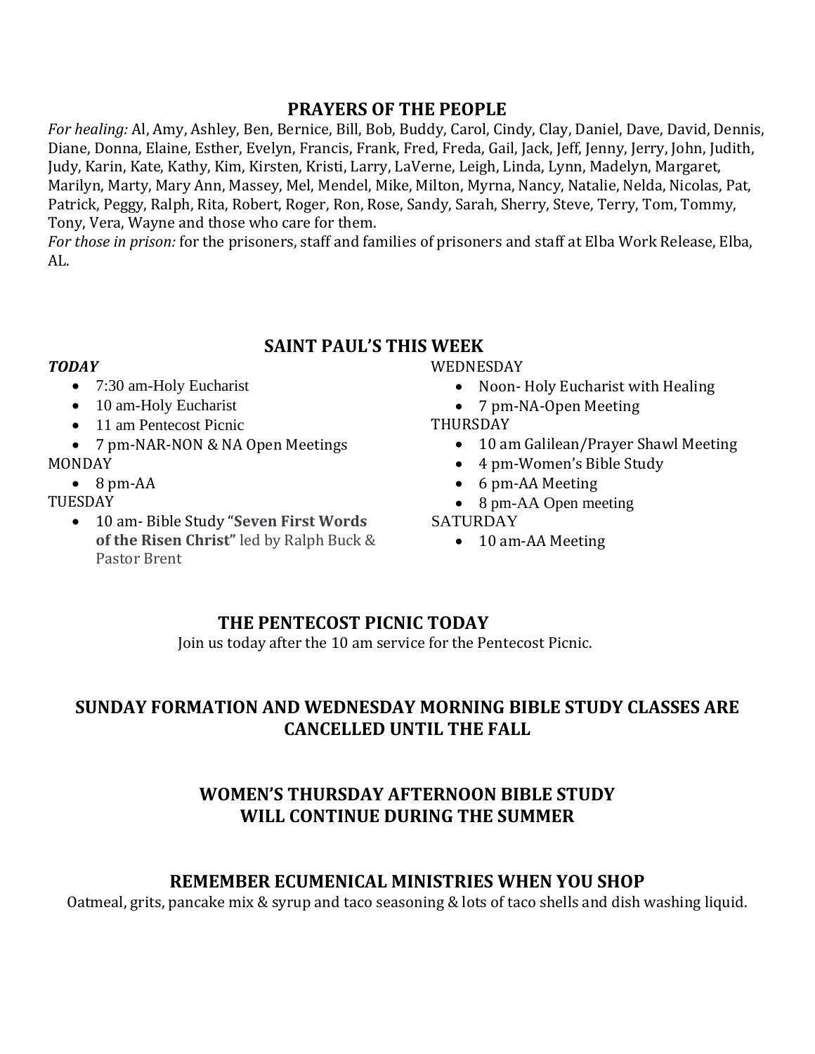## PRAYERS OF THE PEOPLE

*For healing:* Al, Amy, Ashley, Ben, Bernice, Bill, Bob, Buddy, Carol, Cindy, Clay, Daniel, Dave, David, Dennis, Diane, Donna, Elaine, Esther, Evelyn, Francis, Frank, Fred, Freda, Gail, Jack, Jeff, Jenny, Jerry, John, Judith, Judy, Karin, Kate, Kathy, Kim, Kirsten, Kristi, Larry, LaVerne, Leigh, Linda, Lynn, Madelyn, Margaret, Marilyn, Marty, Mary Ann, Massey, Mel, Mendel, Mike, Milton, Myrna, Nancy, Natalie, Nelda, Nicolas, Pat, Patrick, Peggy, Ralph, Rita, Robert, Roger, Ron, Rose, Sandy, Sarah, Sherry, Steve, Terry, Tom, Tommy, Tony, Vera, Wayne and those who care for them.

*For those in prison:* for the prisoners, staff and families of prisoners and staff at Elba Work Release, Elba, AL.

## SAINT PAUL'S THIS WEEK

***TODAY***

- 7:30 am-Holy Eucharist
- 10 am-Holy Eucharist
- 11 am Pentecost Picnic
- 7 pm-NAR-NON & NA Open Meetings

MONDAY

- 8 pm-AA

TUESDAY

- 10 am- Bible Study "**Seven First Words of the Risen Christ"** led by Ralph Buck & Pastor Brent

WEDNESDAY

- Noon- Holy Eucharist with Healing
- 7 pm-NA-Open Meeting

THURSDAY

- 10 am Galilean/Prayer Shawl Meeting
- 4 pm-Women's Bible Study
- 6 pm-AA Meeting
- 8 pm-AA Open meeting

SATURDAY

- 10 am-AA Meeting

## THE PENTECOST PICNIC TODAY

Join us today after the 10 am service for the Pentecost Picnic.

## SUNDAY FORMATION AND WEDNESDAY MORNING BIBLE STUDY CLASSES ARE CANCELLED UNTIL THE FALL

## WOMEN'S THURSDAY AFTERNOON BIBLE STUDY WILL CONTINUE DURING THE SUMMER

## REMEMBER ECUMENICAL MINISTRIES WHEN YOU SHOP

Oatmeal, grits, pancake mix & syrup and taco seasoning & lots of taco shells and dish washing liquid.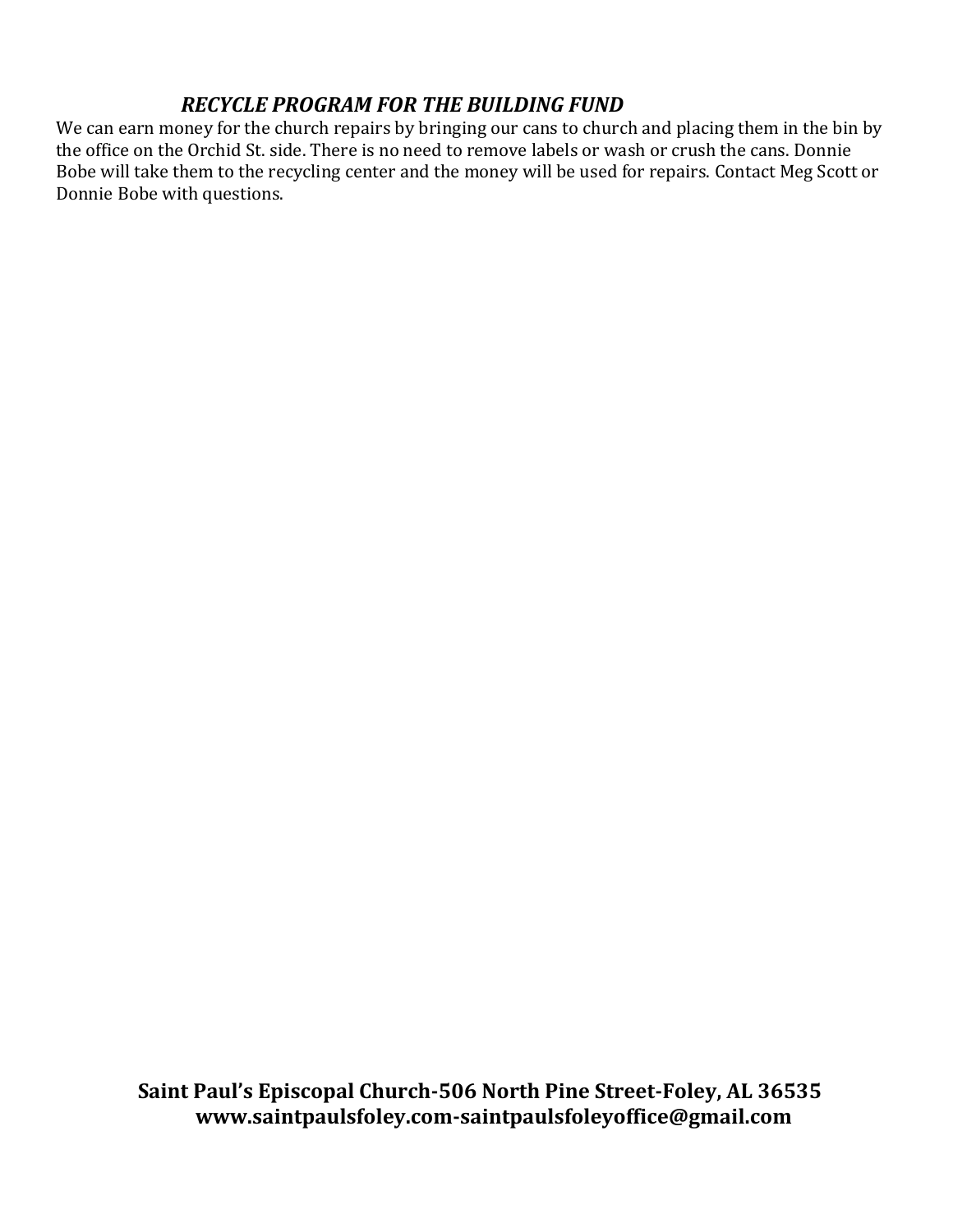### *RECYCLE PROGRAM FOR THE BUILDING FUND*

We can earn money for the church repairs by bringing our cans to church and placing them in the bin by the office on the Orchid St. side. There is no need to remove labels or wash or crush the cans. Donnie Bobe will take them to the recycling center and the money will be used for repairs. Contact Meg Scott or Donnie Bobe with questions.

**Saint Paul's Episcopal Church-506 North Pine Street-Foley, AL 36535**
**www.saintpaulsfoley.com-saintpaulsfoleyoffice@gmail.com**